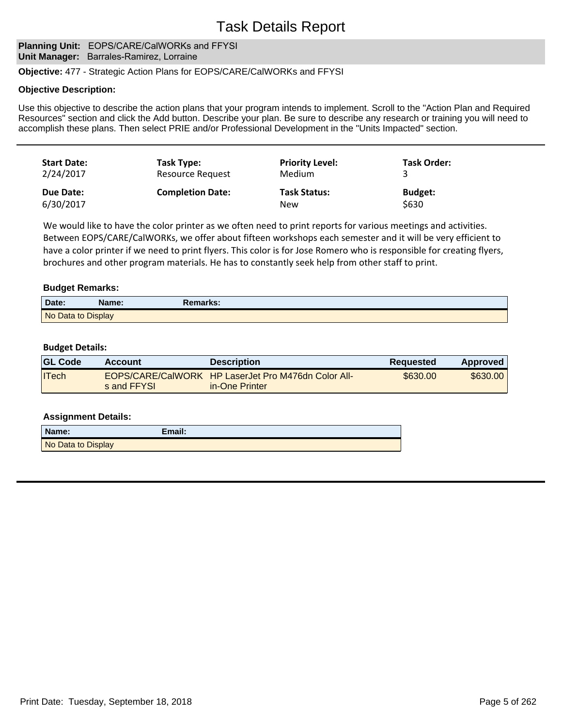# Task Details Report

**Planning Unit:** EOPS/CARE/CalWORKs and FFYSI
**Unit Manager:** Barrales-Ramirez, Lorraine

**Objective:** 477 - Strategic Action Plans for EOPS/CARE/CalWORKs and FFYSI

**Objective Description:**

Use this objective to describe the action plans that your program intends to implement. Scroll to the "Action Plan and Required Resources" section and click the Add button. Describe your plan. Be sure to describe any research or training you will need to accomplish these plans. Then select PRIE and/or Professional Development in the "Units Impacted" section.

---

| Start Date: | Task Type: | Priority Level: | Task Order: |
|---|---|---|---|
| 2/24/2017 | Resource Request | Medium | 3 |
| **Due Date:** | **Completion Date:** | **Task Status:** | **Budget:** |
| 6/30/2017 | | New | $630 |

We would like to have the color printer as we often need to print reports for various meetings and activities. Between EOPS/CARE/CalWORKs, we offer about fifteen workshops each semester and it will be very efficient to have a color printer if we need to print flyers. This color is for Jose Romero who is responsible for creating flyers, brochures and other program materials. He has to constantly seek help from other staff to print.

**Budget Remarks:**

| Date: | Name: | Remarks: |
|---|---|---|
| No Data to Display | | |

**Budget Details:**

| GL Code | Account | Description | Requested | Approved |
|---|---|---|---|---|
| ITech | EOPS/CARE/CalWORKs and FFYSI | HP LaserJet Pro M476dn Color All-in-One Printer | $630.00 | $630.00 |

**Assignment Details:**

| Name: | Email: |
|---|---|
| No Data to Display | |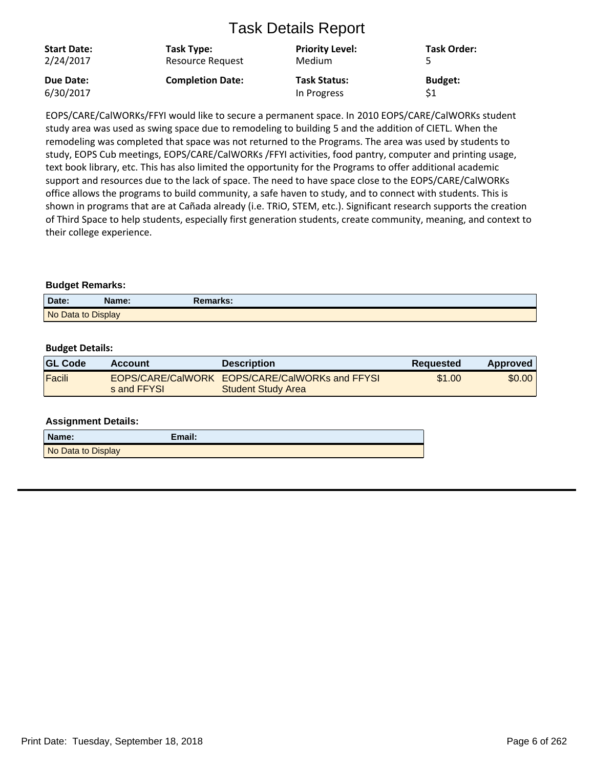# Task Details Report

| Start Date: | Task Type: | Priority Level: | Task Order: |
|---|---|---|---|
| 2/24/2017 | Resource Request | Medium | 5 |
| **Due Date:** | **Completion Date:** | **Task Status:** | **Budget:** |
| 6/30/2017 | | In Progress | $1 |

EOPS/CARE/CalWORKs/FFYI would like to secure a permanent space. In 2010 EOPS/CARE/CalWORKs student study area was used as swing space due to remodeling to building 5 and the addition of CIETL. When the remodeling was completed that space was not returned to the Programs. The area was used by students to study, EOPS Cub meetings, EOPS/CARE/CalWORKs /FFYI activities, food pantry, computer and printing usage, text book library, etc. This has also limited the opportunity for the Programs to offer additional academic support and resources due to the lack of space. The need to have space close to the EOPS/CARE/CalWORKs office allows the programs to build community, a safe haven to study, and to connect with students. This is shown in programs that are at Cañada already (i.e. TRiO, STEM, etc.). Significant research supports the creation of Third Space to help students, especially first generation students, create community, meaning, and context to their college experience.

**Budget Remarks:**

| Date: | Name: | Remarks: |
|---|---|---|
| No Data to Display | | |

**Budget Details:**

| GL Code | Account | Description | Requested | Approved |
|---|---|---|---|---|
| Facili | EOPS/CARE/CalWORKs and FFYSI | EOPS/CARE/CalWORKs and FFYSI Student Study Area | $1.00 | $0.00 |

**Assignment Details:**

| Name: | Email: |
|---|---|
| No Data to Display | |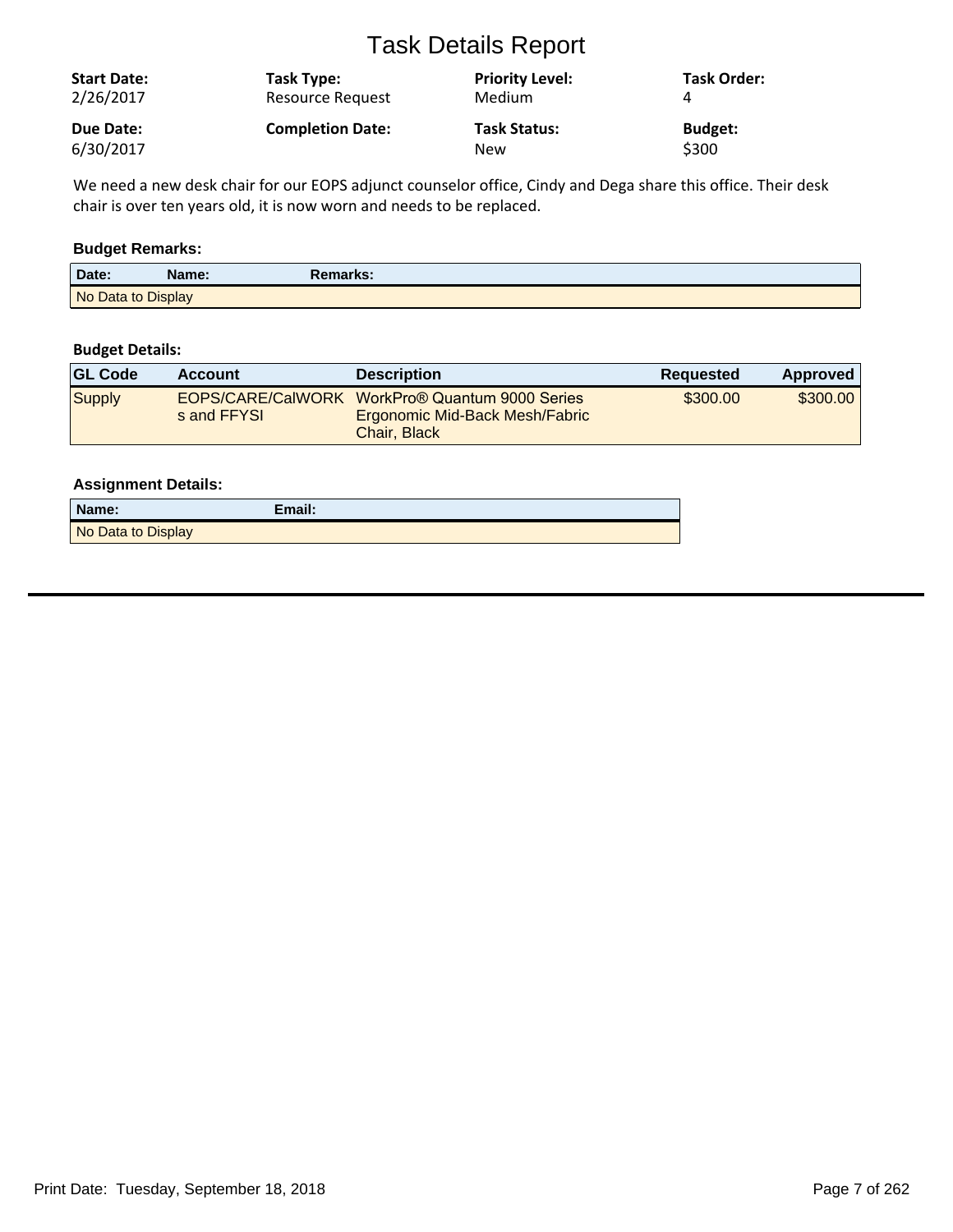# Task Details Report

| Start Date: | Task Type: | Priority Level: | Task Order: |
|---|---|---|---|
| 2/26/2017 | Resource Request | Medium | 4 |
| **Due Date:** | **Completion Date:** | **Task Status:** | **Budget:** |
| 6/30/2017 | | New | $300 |

We need a new desk chair for our EOPS adjunct counselor office, Cindy and Dega share this office. Their desk chair is over ten years old, it is now worn and needs to be replaced.

### Budget Remarks:

| Date: | Name: | Remarks: |
|---|---|---|
| No Data to Display | | |

### Budget Details:

| GL Code | Account | Description | Requested | Approved |
|---|---|---|---|---|
| Supply | EOPS/CARE/CalWORKs and FFYSI | WorkPro® Quantum 9000 Series Ergonomic Mid-Back Mesh/Fabric Chair, Black | $300.00 | $300.00 |

### Assignment Details:

| Name: | Email: |
|---|---|
| No Data to Display | |

Print Date: Tuesday, September 18, 2018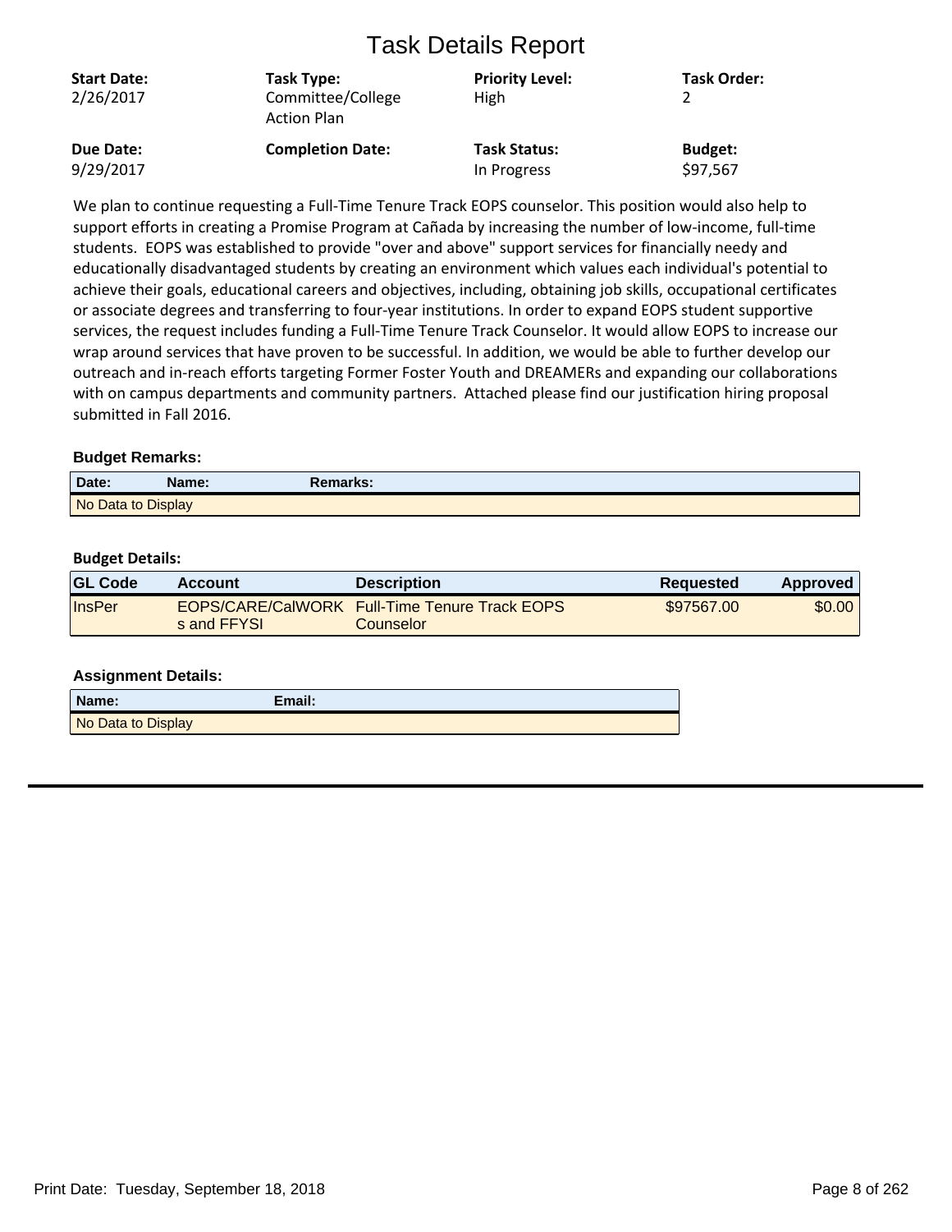# Task Details Report

| **Start Date:** | **Task Type:** | **Priority Level:** | **Task Order:** |
|---|---|---|---|
| 2/26/2017 | Committee/College Action Plan | High | 2 |
| **Due Date:** | **Completion Date:** | **Task Status:** | **Budget:** |
| 9/29/2017 | | In Progress | $97,567 |

We plan to continue requesting a Full-Time Tenure Track EOPS counselor. This position would also help to support efforts in creating a Promise Program at Cañada by increasing the number of low-income, full-time students. EOPS was established to provide "over and above" support services for financially needy and educationally disadvantaged students by creating an environment which values each individual's potential to achieve their goals, educational careers and objectives, including, obtaining job skills, occupational certificates or associate degrees and transferring to four-year institutions. In order to expand EOPS student supportive services, the request includes funding a Full-Time Tenure Track Counselor. It would allow EOPS to increase our wrap around services that have proven to be successful. In addition, we would be able to further develop our outreach and in-reach efforts targeting Former Foster Youth and DREAMERs and expanding our collaborations with on campus departments and community partners. Attached please find our justification hiring proposal submitted in Fall 2016.

### Budget Remarks:

| Date: | Name: | Remarks: |
|---|---|---|
| No Data to Display | | |

### Budget Details:

| GL Code | Account | Description | Requested | Approved |
|---|---|---|---|---|
| InsPer | EOPS/CARE/CalWORKs and FFYSI | Full-Time Tenure Track EOPS Counselor | $97567.00 | $0.00 |

### Assignment Details:

| Name: | Email: |
|---|---|
| No Data to Display | |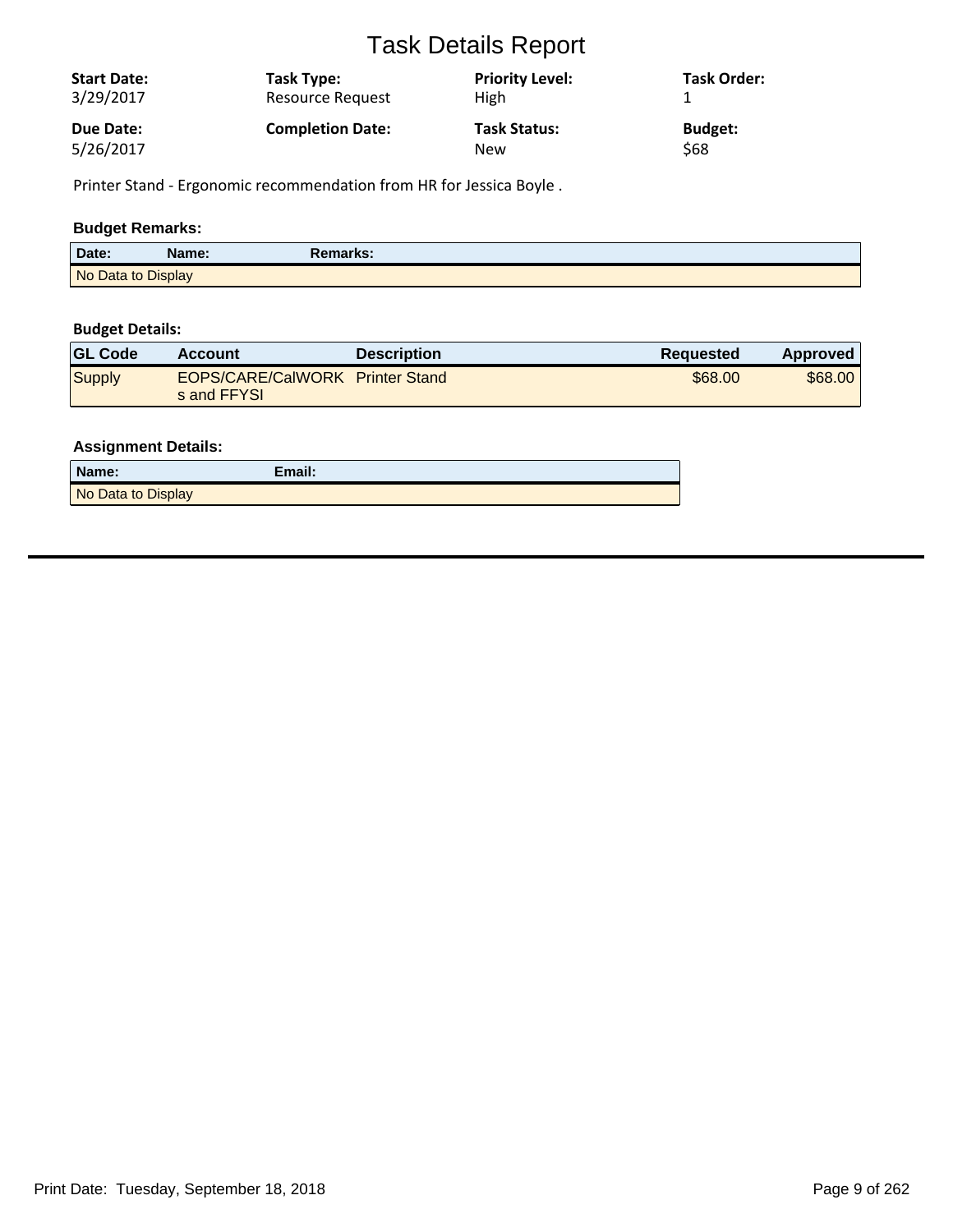# Task Details Report

| Start Date: | Task Type: | Priority Level: | Task Order: |
|---|---|---|---|
| 3/29/2017 | Resource Request | High | 1 |
| **Due Date:** | **Completion Date:** | **Task Status:** | **Budget:** |
| 5/26/2017 | | New | $68 |

Printer Stand - Ergonomic recommendation from HR for Jessica Boyle .

### Budget Remarks:

| Date: | Name: | Remarks: |
|---|---|---|
| No Data to Display | | |

### Budget Details:

| GL Code | Account | Description | Requested | Approved |
|---|---|---|---|---|
| Supply | EOPS/CARE/CalWORKs and FFYSI | Printer Stand | $68.00 | $68.00 |

### Assignment Details:

| Name: | Email: |
|---|---|
| No Data to Display | |

Print Date: Tuesday, September 18, 2018